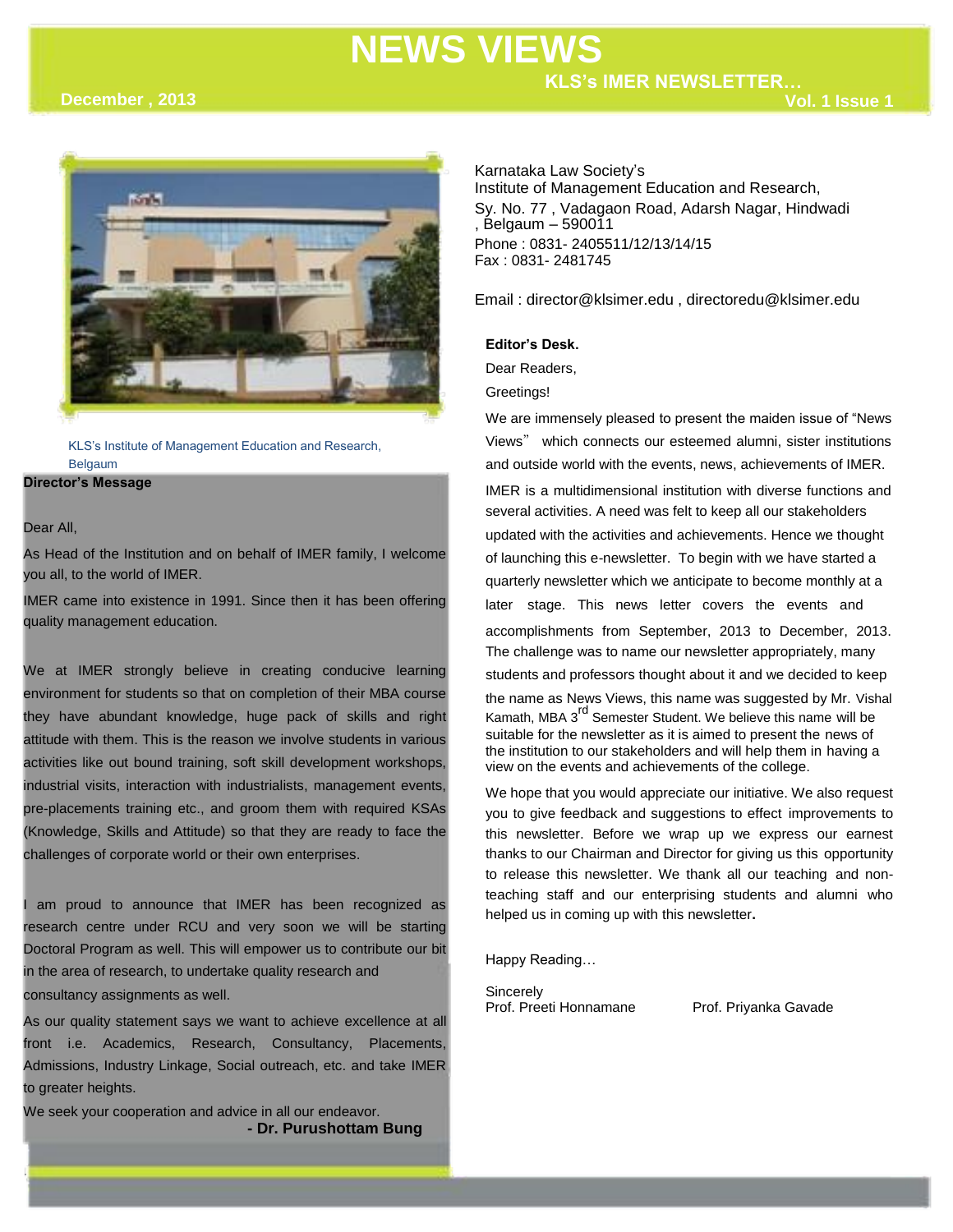# NEWS VIEWS

**KLS's IMER NEWSLETTER…**

**December , 2013** **Vol. 1 Issue 1**

KLS's Institute of Management Education and Research, Belgaum

## Director's Message

Dear All,

As Head of the Institution and on behalf of IMER family, I welcome you all, to the world of IMER.

IMER came into existence in 1991. Since then it has been offering quality management education.

We at IMER strongly believe in creating conducive learning environment for students so that on completion of their MBA course they have abundant knowledge, huge pack of skills and right attitude with them. This is the reason we involve students in various activities like out bound training, soft skill development workshops, industrial visits, interaction with industrialists, management events, pre-placements training etc., and groom them with required KSAs (Knowledge, Skills and Attitude) so that they are ready to face the challenges of corporate world or their own enterprises.

I am proud to announce that IMER has been recognized as research centre under RCU and very soon we will be starting Doctoral Program as well. This will empower us to contribute our bit in the area of research, to undertake quality research and consultancy assignments as well.

As our quality statement says we want to achieve excellence at all front i.e. Academics, Research, Consultancy, Placements, Admissions, Industry Linkage, Social outreach, etc. and take IMER to greater heights.

We seek your cooperation and advice in all our endeavor.

**- Dr. Purushottam Bung**

Karnataka Law Society's
Institute of Management Education and Research,
Sy. No. 77 , Vadagaon Road, Adarsh Nagar, Hindwadi , Belgaum – 590011
Phone : 0831- 2405511/12/13/14/15
Fax : 0831- 2481745

Email : director@klsimer.edu , directoredu@klsimer.edu

## Editor's Desk.

Dear Readers,

Greetings!

We are immensely pleased to present the maiden issue of "News Views" which connects our esteemed alumni, sister institutions and outside world with the events, news, achievements of IMER.

IMER is a multidimensional institution with diverse functions and several activities. A need was felt to keep all our stakeholders updated with the activities and achievements. Hence we thought of launching this e-newsletter. To begin with we have started a quarterly newsletter which we anticipate to become monthly at a later stage. This news letter covers the events and accomplishments from September, 2013 to December, 2013. The challenge was to name our newsletter appropriately, many students and professors thought about it and we decided to keep the name as News Views, this name was suggested by Mr. Vishal Kamath, MBA 3rd Semester Student. We believe this name will be suitable for the newsletter as it is aimed to present the news of the institution to our stakeholders and will help them in having a view on the events and achievements of the college.

We hope that you would appreciate our initiative. We also request you to give feedback and suggestions to effect improvements to this newsletter. Before we wrap up we express our earnest thanks to our Chairman and Director for giving us this opportunity to release this newsletter. We thank all our teaching and non-teaching staff and our enterprising students and alumni who helped us in coming up with this newsletter.

Happy Reading…

Sincerely
Prof. Preeti Honnamane Prof. Priyanka Gavade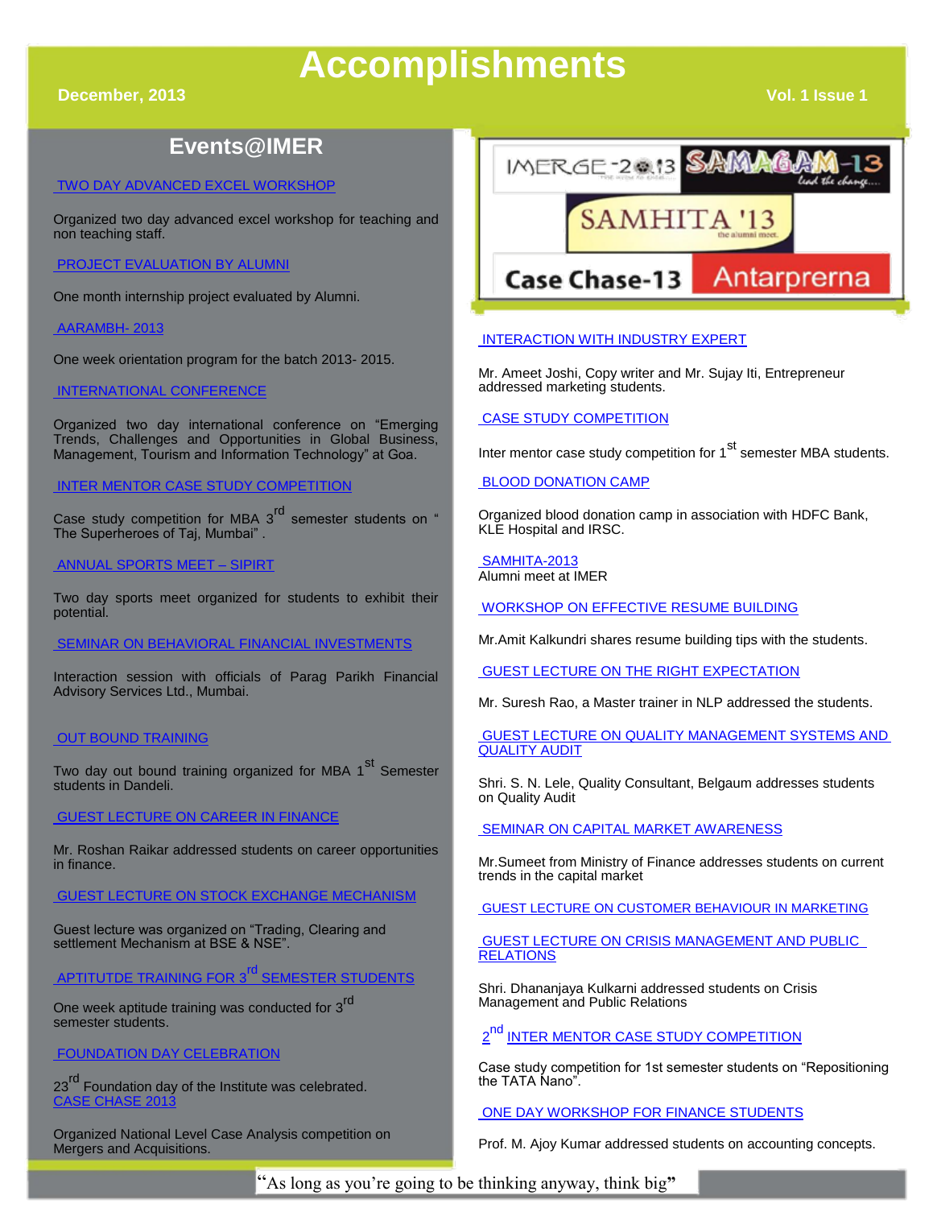# Accomplishments

December, 2013

Vol. 1 Issue 1

## Events@IMER

TWO DAY ADVANCED EXCEL WORKSHOP

Organized two day advanced excel workshop for teaching and non teaching staff.

PROJECT EVALUATION BY ALUMNI

One month internship project evaluated by Alumni.

AARAMBH- 2013

One week orientation program for the batch 2013- 2015.

INTERNATIONAL CONFERENCE

Organized two day international conference on "Emerging Trends, Challenges and Opportunities in Global Business, Management, Tourism and Information Technology" at Goa.

INTER MENTOR CASE STUDY COMPETITION

Case study competition for MBA 3rd semester students on " The Superheroes of Taj, Mumbai" .

ANNUAL SPORTS MEET – SIPIRT

Two day sports meet organized for students to exhibit their potential.

SEMINAR ON BEHAVIORAL FINANCIAL INVESTMENTS

Interaction session with officials of Parag Parikh Financial Advisory Services Ltd., Mumbai.

OUT BOUND TRAINING

Two day out bound training organized for MBA 1st Semester students in Dandeli.

GUEST LECTURE ON CAREER IN FINANCE

Mr. Roshan Raikar addressed students on career opportunities in finance.

GUEST LECTURE ON STOCK EXCHANGE MECHANISM

Guest lecture was organized on "Trading, Clearing and settlement Mechanism at BSE & NSE".

APTITUTDE TRAINING FOR 3rd SEMESTER STUDENTS

One week aptitude training was conducted for 3rd semester students.

FOUNDATION DAY CELEBRATION

23rd Foundation day of the Institute was celebrated.

CASE CHASE 2013

Organized National Level Case Analysis competition on Mergers and Acquisitions.

IMERGE-2013 SAMAGAM-13 SAMHITA '13 Case Chase-13 Antarprerna

INTERACTION WITH INDUSTRY EXPERT

Mr. Ameet Joshi, Copy writer and Mr. Sujay Iti, Entrepreneur addressed marketing students.

CASE STUDY COMPETITION

Inter mentor case study competition for 1st semester MBA students.

BLOOD DONATION CAMP

Organized blood donation camp in association with HDFC Bank, KLE Hospital and IRSC.

SAMHITA-2013
Alumni meet at IMER

WORKSHOP ON EFFECTIVE RESUME BUILDING

Mr.Amit Kalkundri shares resume building tips with the students.

GUEST LECTURE ON THE RIGHT EXPECTATION

Mr. Suresh Rao, a Master trainer in NLP addressed the students.

GUEST LECTURE ON QUALITY MANAGEMENT SYSTEMS AND QUALITY AUDIT

Shri. S. N. Lele, Quality Consultant, Belgaum addresses students on Quality Audit

SEMINAR ON CAPITAL MARKET AWARENESS

Mr.Sumeet from Ministry of Finance addresses students on current trends in the capital market

GUEST LECTURE ON CUSTOMER BEHAVIOUR IN MARKETING

GUEST LECTURE ON CRISIS MANAGEMENT AND PUBLIC RELATIONS

Shri. Dhananjaya Kulkarni addressed students on Crisis Management and Public Relations

2nd INTER MENTOR CASE STUDY COMPETITION

Case study competition for 1st semester students on "Repositioning the TATA Nano".

ONE DAY WORKSHOP FOR FINANCE STUDENTS

Prof. M. Ajoy Kumar addressed students on accounting concepts.

"As long as you're going to be thinking anyway, think big"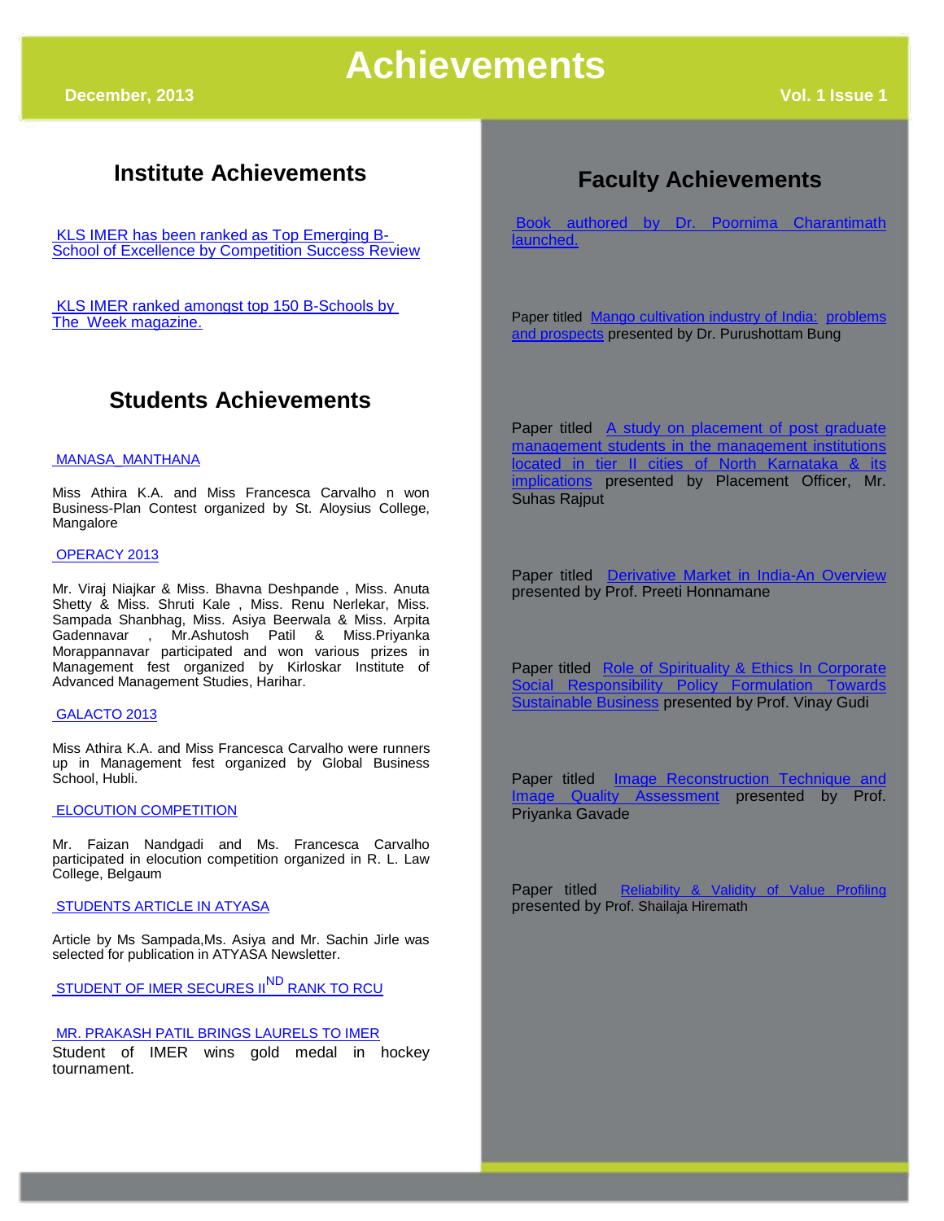# Achievements

December, 2013

## Institute Achievements

KLS IMER has been ranked as Top Emerging B-School of Excellence by Competition Success Review

KLS IMER ranked amongst top 150 B-Schools by The Week magazine.

## Students Achievements

MANASA MANTHANA

Miss Athira K.A. and Miss Francesca Carvalho n won Business-Plan Contest organized by St. Aloysius College, Mangalore

OPERACY 2013

Mr. Viraj Niajkar & Miss. Bhavna Deshpande , Miss. Anuta Shetty & Miss. Shruti Kale , Miss. Renu Nerlekar, Miss. Sampada Shanbhag, Miss. Asiya Beerwala & Miss. Arpita Gadennavar , Mr.Ashutosh Patil & Miss.Priyanka Morappannavar participated and won various prizes in Management fest organized by Kirloskar Institute of Advanced Management Studies, Harihar.

GALACTO 2013

Miss Athira K.A. and Miss Francesca Carvalho were runners up in Management fest organized by Global Business School, Hubli.

ELOCUTION COMPETITION

Mr. Faizan Nandgadi and Ms. Francesca Carvalho participated in elocution competition organized in R. L. Law College, Belgaum

STUDENTS ARTICLE IN ATYASA

Article by Ms Sampada,Ms. Asiya and Mr. Sachin Jirle was selected for publication in ATYASA Newsletter.

STUDENT OF IMER SECURES II[ND] RANK TO RCU

MR. PRAKASH PATIL BRINGS LAURELS TO IMER

Student of IMER wins gold medal in hockey tournament.

## Faculty Achievements

Book authored by Dr. Poornima Charantimath launched.

Paper titled Mango cultivation industry of India: problems and prospects presented by Dr. Purushottam Bung

Paper titled A study on placement of post graduate management students in the management institutions located in tier II cities of North Karnataka & its implications presented by Placement Officer, Mr. Suhas Rajput

Paper titled Derivative Market in India-An Overview presented by Prof. Preeti Honnamane

Paper titled Role of Spirituality & Ethics In Corporate Social Responsibility Policy Formulation Towards Sustainable Business presented by Prof. Vinay Gudi

Paper titled Image Reconstruction Technique and Image Quality Assessment presented by Prof. Priyanka Gavade

Paper titled Reliability & Validity of Value Profiling presented by Prof. Shailaja Hiremath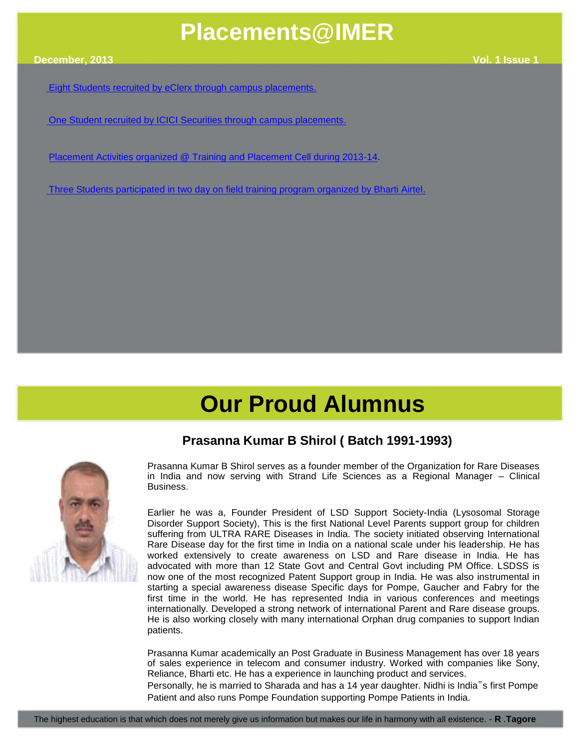# Placements@IMER

December, 2013 Vol. 1 Issue 1

Eight Students recruited by eClerx through campus placements.

One Student recruited by ICICI Securities through campus placements.

Placement Activities organized @ Training and Placement Cell during 2013-14.

Three Students participated in two day on field training program organized by Bharti Airtel.

# Our Proud Alumnus

### Prasanna Kumar B Shirol ( Batch 1991-1993)

Prasanna Kumar B Shirol serves as a founder member of the Organization for Rare Diseases in India and now serving with Strand Life Sciences as a Regional Manager – Clinical Business.

Earlier he was a, Founder President of LSD Support Society-India (Lysosomal Storage Disorder Support Society), This is the first National Level Parents support group for children suffering from ULTRA RARE Diseases in India. The society initiated observing International Rare Disease day for the first time in India on a national scale under his leadership. He has worked extensively to create awareness on LSD and Rare disease in India. He has advocated with more than 12 State Govt and Central Govt including PM Office. LSDSS is now one of the most recognized Patent Support group in India. He was also instrumental in starting a special awareness disease Specific days for Pompe, Gaucher and Fabry for the first time in the world. He has represented India in various conferences and meetings internationally. Developed a strong network of international Parent and Rare disease groups. He is also working closely with many international Orphan drug companies to support Indian patients.

Prasanna Kumar academically an Post Graduate in Business Management has over 18 years of sales experience in telecom and consumer industry. Worked with companies like Sony, Reliance, Bharti etc. He has a experience in launching product and services.
Personally, he is married to Sharada and has a 14 year daughter. Nidhi is India‟s first Pompe Patient and also runs Pompe Foundation supporting Pompe Patients in India.

The highest education is that which does not merely give us information but makes our life in harmony with all existence. - **R .Tagore**